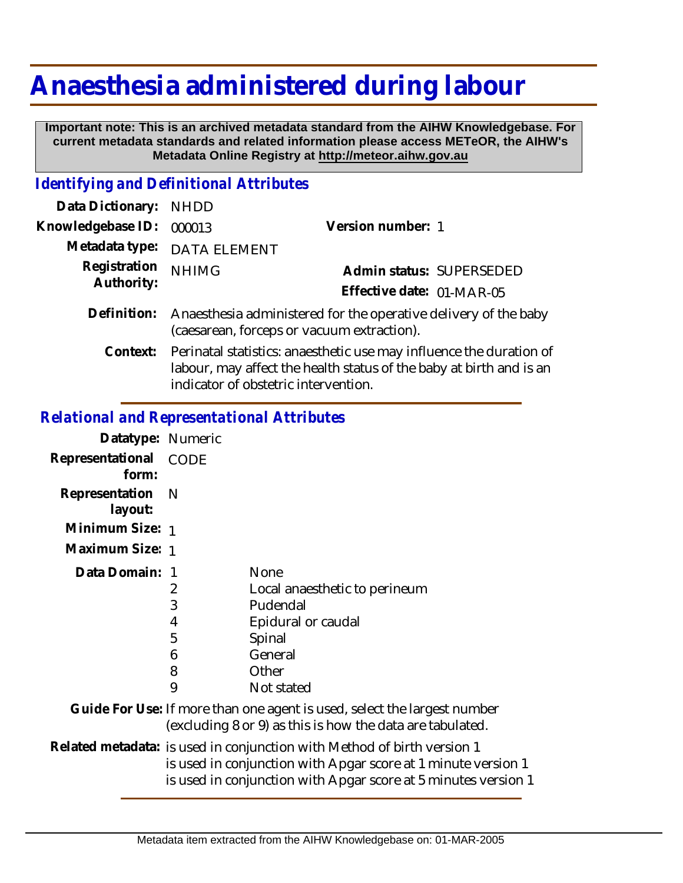# Anaesthesia administered during labour

**Important note: This is an archived metadata standard from the AIHW Knowledgebase. For current metadata standards and related information please access METeOR, the AIHW's Metadata Online Registry at http://meteor.aihw.gov.au**

## *Identifying and Definitional Attributes*

| | | | |
|---|---|---|---|
| **Data Dictionary:** | NHDD | | |
| **Knowledgebase ID:** | 000013 | **Version number:** | 1 |
| **Metadata type:** | DATA ELEMENT | | |
| **Registration Authority:** | NHIMG | **Admin status:** | SUPERSEDED |
| | | **Effective date:** | 01-MAR-05 |

**Definition:** Anaesthesia administered for the operative delivery of the baby (caesarean, forceps or vacuum extraction).

**Context:** Perinatal statistics: anaesthetic use may influence the duration of labour, may affect the health status of the baby at birth and is an indicator of obstetric intervention.

## *Relational and Representational Attributes*

**Datatype:** Numeric

**Representational form:** CODE

**Representation layout:** N

**Minimum Size:** 1

**Maximum Size:** 1

**Data Domain:**

| Code | Description |
|---|---|
| 1 | None |
| 2 | Local anaesthetic to perineum |
| 3 | Pudendal |
| 4 | Epidural or caudal |
| 5 | Spinal |
| 6 | General |
| 8 | Other |
| 9 | Not stated |

**Guide For Use:** If more than one agent is used, select the largest number (excluding 8 or 9) as this is how the data are tabulated.

**Related metadata:**
is used in conjunction with Method of birth version 1
is used in conjunction with Apgar score at 1 minute version 1
is used in conjunction with Apgar score at 5 minutes version 1

Metadata item extracted from the AIHW Knowledgebase on: 01-MAR-2005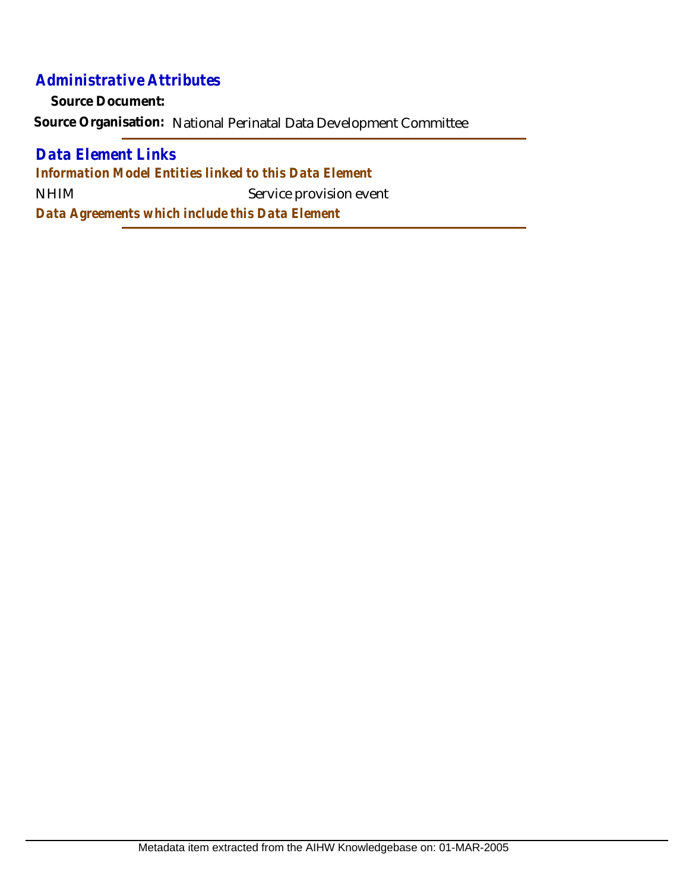## Administrative Attributes

**Source Document:**

**Source Organisation:** National Perinatal Data Development Committee

## Data Element Links

### *Information Model Entities linked to this Data Element*

| | |
|---|---|
| NHIM | Service provision event |

### *Data Agreements which include this Data Element*

Metadata item extracted from the AIHW Knowledgebase on: 01-MAR-2005